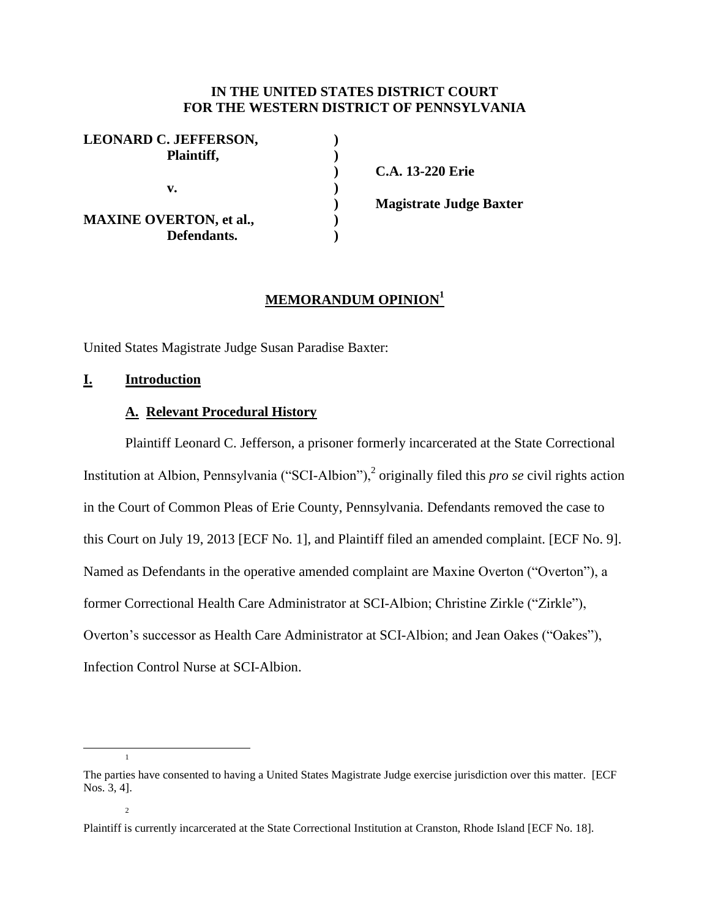**IN THE UNITED STATES DISTRICT COURT**
**FOR THE WESTERN DISTRICT OF PENNSYLVANIA**

| | | |
|---|---|---|
| **LEONARD C. JEFFERSON,** | **)** | |
| **Plaintiff,** | **)** | |
| | **)** | **C.A. 13-220 Erie** |
| **v.** | **)** | |
| | **)** | **Magistrate Judge Baxter** |
| **MAXINE OVERTON, et al.,** | **)** | |
| **Defendants.** | **)** | |

## MEMORANDUM OPINION[1]

United States Magistrate Judge Susan Paradise Baxter:

## I. Introduction

### A. Relevant Procedural History

Plaintiff Leonard C. Jefferson, a prisoner formerly incarcerated at the State Correctional Institution at Albion, Pennsylvania ("SCI-Albion"),[2] originally filed this *pro se* civil rights action in the Court of Common Pleas of Erie County, Pennsylvania. Defendants removed the case to this Court on July 19, 2013 [ECF No. 1], and Plaintiff filed an amended complaint. [ECF No. 9]. Named as Defendants in the operative amended complaint are Maxine Overton ("Overton"), a former Correctional Health Care Administrator at SCI-Albion; Christine Zirkle ("Zirkle"), Overton's successor as Health Care Administrator at SCI-Albion; and Jean Oakes ("Oakes"), Infection Control Nurse at SCI-Albion.

---

[1] The parties have consented to having a United States Magistrate Judge exercise jurisdiction over this matter. [ECF Nos. 3, 4].

[2] Plaintiff is currently incarcerated at the State Correctional Institution at Cranston, Rhode Island [ECF No. 18].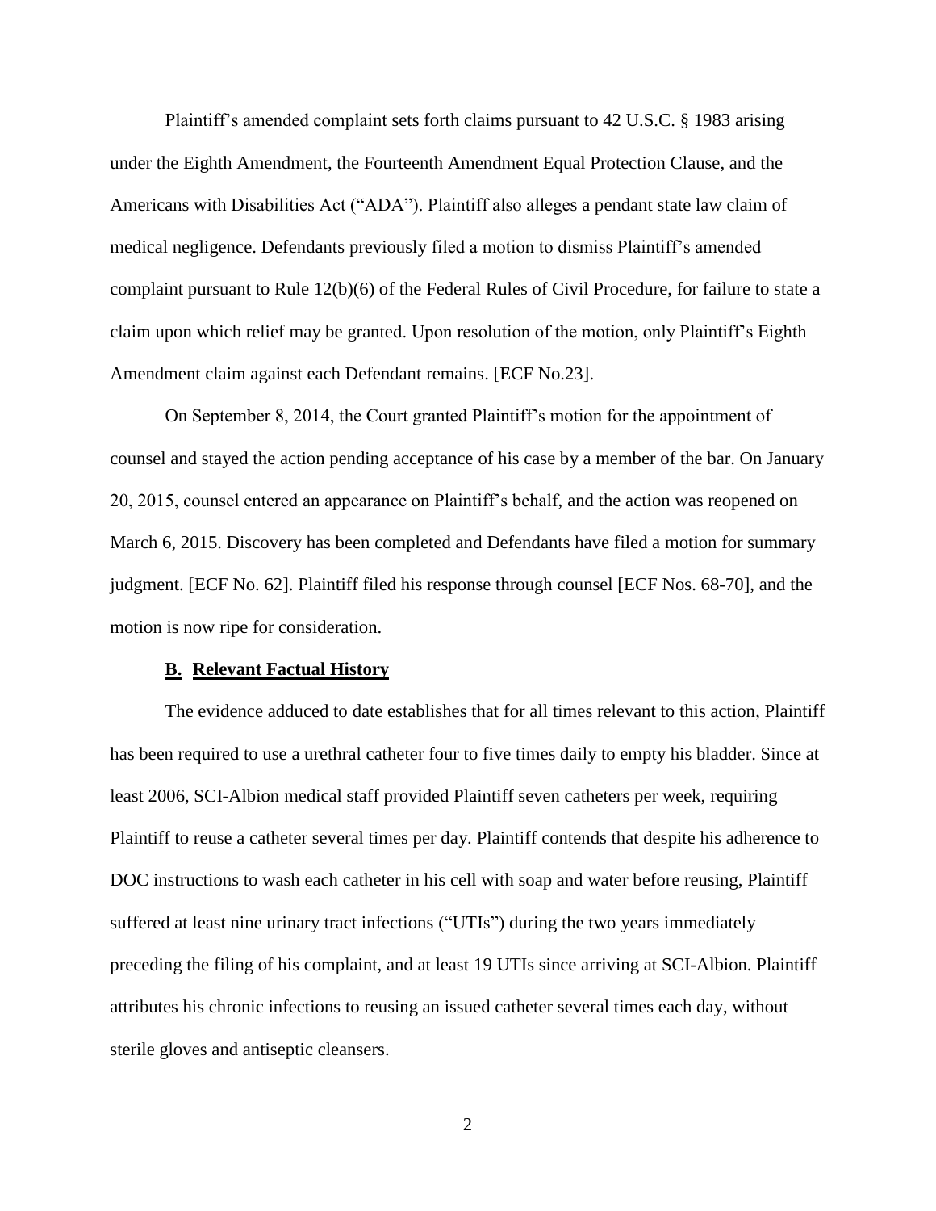Plaintiff's amended complaint sets forth claims pursuant to 42 U.S.C. § 1983 arising under the Eighth Amendment, the Fourteenth Amendment Equal Protection Clause, and the Americans with Disabilities Act ("ADA"). Plaintiff also alleges a pendant state law claim of medical negligence. Defendants previously filed a motion to dismiss Plaintiff's amended complaint pursuant to Rule 12(b)(6) of the Federal Rules of Civil Procedure, for failure to state a claim upon which relief may be granted. Upon resolution of the motion, only Plaintiff's Eighth Amendment claim against each Defendant remains. [ECF No.23].

On September 8, 2014, the Court granted Plaintiff's motion for the appointment of counsel and stayed the action pending acceptance of his case by a member of the bar. On January 20, 2015, counsel entered an appearance on Plaintiff's behalf, and the action was reopened on March 6, 2015. Discovery has been completed and Defendants have filed a motion for summary judgment. [ECF No. 62]. Plaintiff filed his response through counsel [ECF Nos. 68-70], and the motion is now ripe for consideration.

### **B. Relevant Factual History**

The evidence adduced to date establishes that for all times relevant to this action, Plaintiff has been required to use a urethral catheter four to five times daily to empty his bladder. Since at least 2006, SCI-Albion medical staff provided Plaintiff seven catheters per week, requiring Plaintiff to reuse a catheter several times per day. Plaintiff contends that despite his adherence to DOC instructions to wash each catheter in his cell with soap and water before reusing, Plaintiff suffered at least nine urinary tract infections ("UTIs") during the two years immediately preceding the filing of his complaint, and at least 19 UTIs since arriving at SCI-Albion. Plaintiff attributes his chronic infections to reusing an issued catheter several times each day, without sterile gloves and antiseptic cleansers.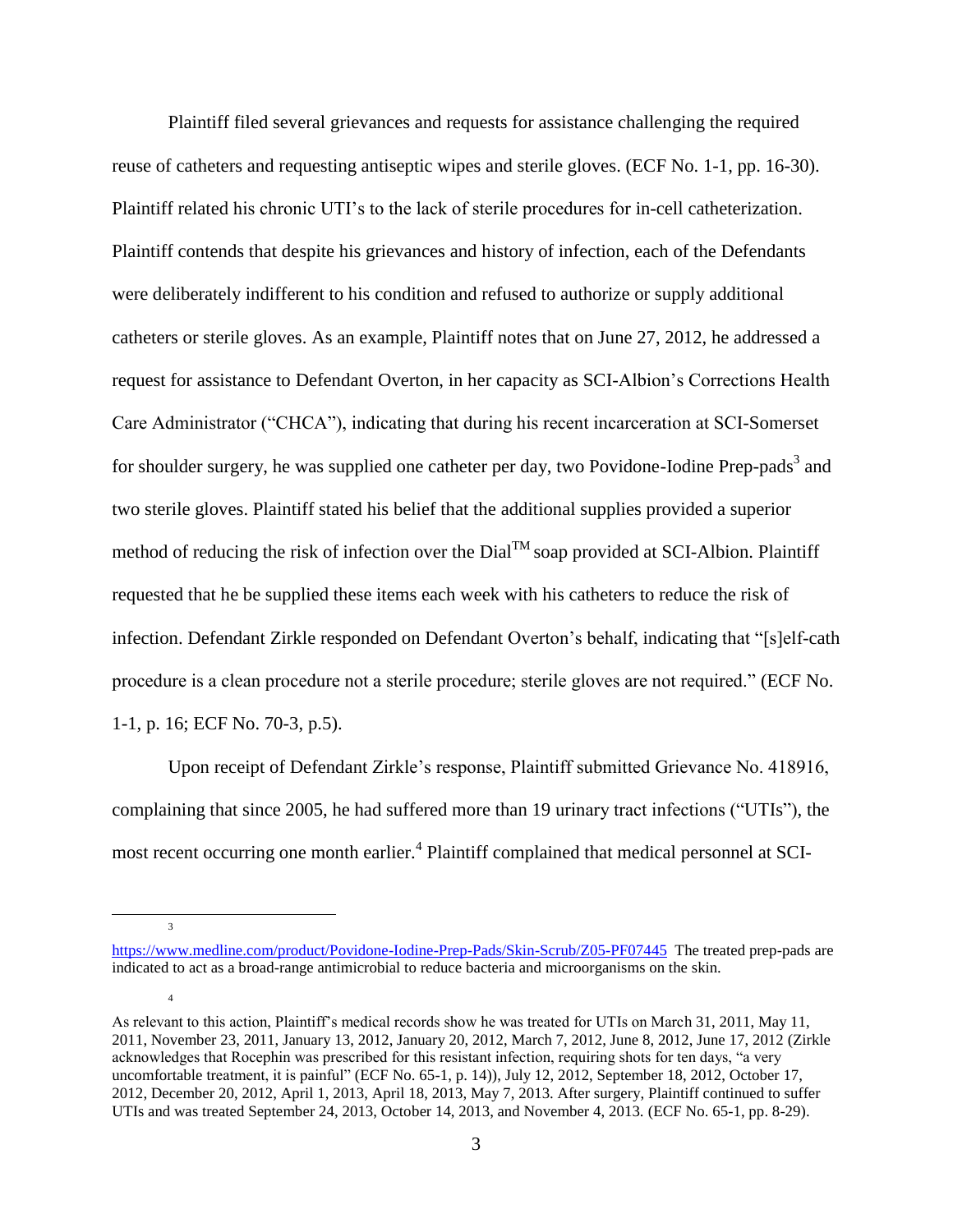Plaintiff filed several grievances and requests for assistance challenging the required reuse of catheters and requesting antiseptic wipes and sterile gloves. (ECF No. 1-1, pp. 16-30). Plaintiff related his chronic UTI's to the lack of sterile procedures for in-cell catheterization. Plaintiff contends that despite his grievances and history of infection, each of the Defendants were deliberately indifferent to his condition and refused to authorize or supply additional catheters or sterile gloves. As an example, Plaintiff notes that on June 27, 2012, he addressed a request for assistance to Defendant Overton, in her capacity as SCI-Albion's Corrections Health Care Administrator ("CHCA"), indicating that during his recent incarceration at SCI-Somerset for shoulder surgery, he was supplied one catheter per day, two Povidone-Iodine Prep-pads[3] and two sterile gloves. Plaintiff stated his belief that the additional supplies provided a superior method of reducing the risk of infection over the Dial™ soap provided at SCI-Albion. Plaintiff requested that he be supplied these items each week with his catheters to reduce the risk of infection. Defendant Zirkle responded on Defendant Overton's behalf, indicating that "[s]elf-cath procedure is a clean procedure not a sterile procedure; sterile gloves are not required." (ECF No. 1-1, p. 16; ECF No. 70-3, p.5).

Upon receipt of Defendant Zirkle's response, Plaintiff submitted Grievance No. 418916, complaining that since 2005, he had suffered more than 19 urinary tract infections ("UTIs"), the most recent occurring one month earlier.[4] Plaintiff complained that medical personnel at SCI-

---

[3] https://www.medline.com/product/Povidone-Iodine-Prep-Pads/Skin-Scrub/Z05-PF07445 The treated prep-pads are indicated to act as a broad-range antimicrobial to reduce bacteria and microorganisms on the skin.

[4] As relevant to this action, Plaintiff's medical records show he was treated for UTIs on March 31, 2011, May 11, 2011, November 23, 2011, January 13, 2012, January 20, 2012, March 7, 2012, June 8, 2012, June 17, 2012 (Zirkle acknowledges that Rocephin was prescribed for this resistant infection, requiring shots for ten days, "a very uncomfortable treatment, it is painful" (ECF No. 65-1, p. 14)), July 12, 2012, September 18, 2012, October 17, 2012, December 20, 2012, April 1, 2013, April 18, 2013, May 7, 2013. After surgery, Plaintiff continued to suffer UTIs and was treated September 24, 2013, October 14, 2013, and November 4, 2013. (ECF No. 65-1, pp. 8-29).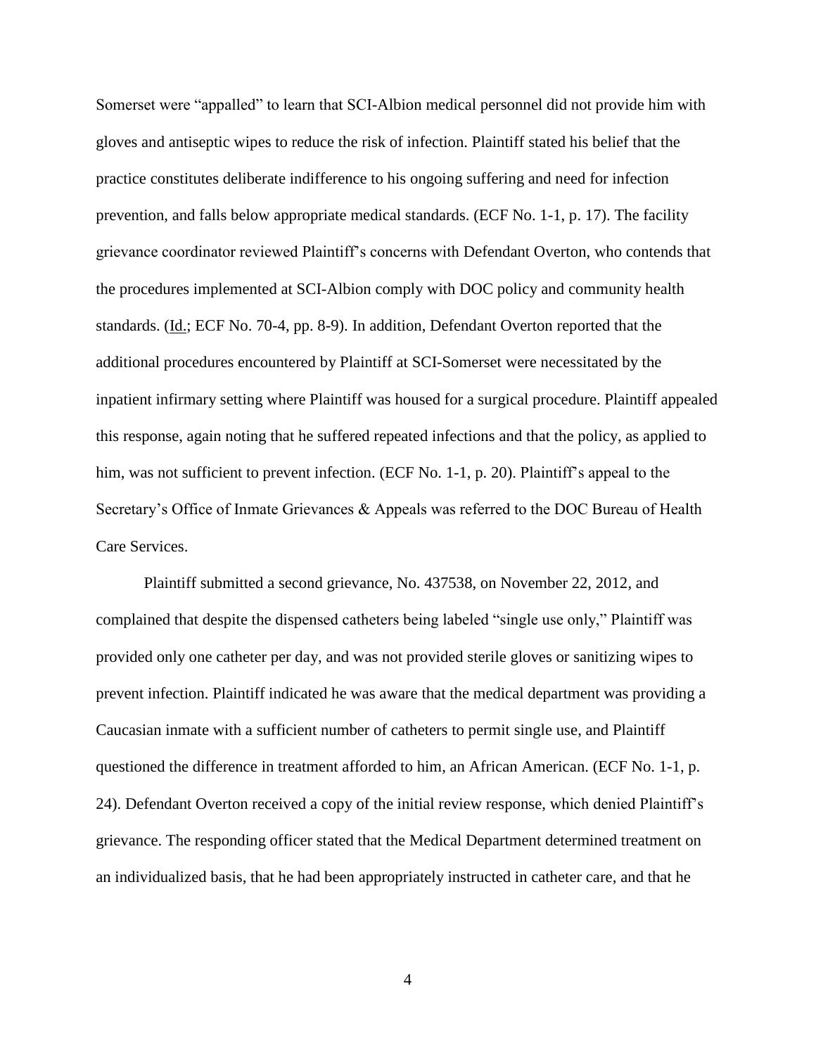Somerset were "appalled" to learn that SCI-Albion medical personnel did not provide him with gloves and antiseptic wipes to reduce the risk of infection. Plaintiff stated his belief that the practice constitutes deliberate indifference to his ongoing suffering and need for infection prevention, and falls below appropriate medical standards. (ECF No. 1-1, p. 17). The facility grievance coordinator reviewed Plaintiff's concerns with Defendant Overton, who contends that the procedures implemented at SCI-Albion comply with DOC policy and community health standards. (Id.; ECF No. 70-4, pp. 8-9). In addition, Defendant Overton reported that the additional procedures encountered by Plaintiff at SCI-Somerset were necessitated by the inpatient infirmary setting where Plaintiff was housed for a surgical procedure. Plaintiff appealed this response, again noting that he suffered repeated infections and that the policy, as applied to him, was not sufficient to prevent infection. (ECF No. 1-1, p. 20). Plaintiff's appeal to the Secretary's Office of Inmate Grievances & Appeals was referred to the DOC Bureau of Health Care Services.

Plaintiff submitted a second grievance, No. 437538, on November 22, 2012, and complained that despite the dispensed catheters being labeled "single use only," Plaintiff was provided only one catheter per day, and was not provided sterile gloves or sanitizing wipes to prevent infection. Plaintiff indicated he was aware that the medical department was providing a Caucasian inmate with a sufficient number of catheters to permit single use, and Plaintiff questioned the difference in treatment afforded to him, an African American. (ECF No. 1-1, p. 24). Defendant Overton received a copy of the initial review response, which denied Plaintiff's grievance. The responding officer stated that the Medical Department determined treatment on an individualized basis, that he had been appropriately instructed in catheter care, and that he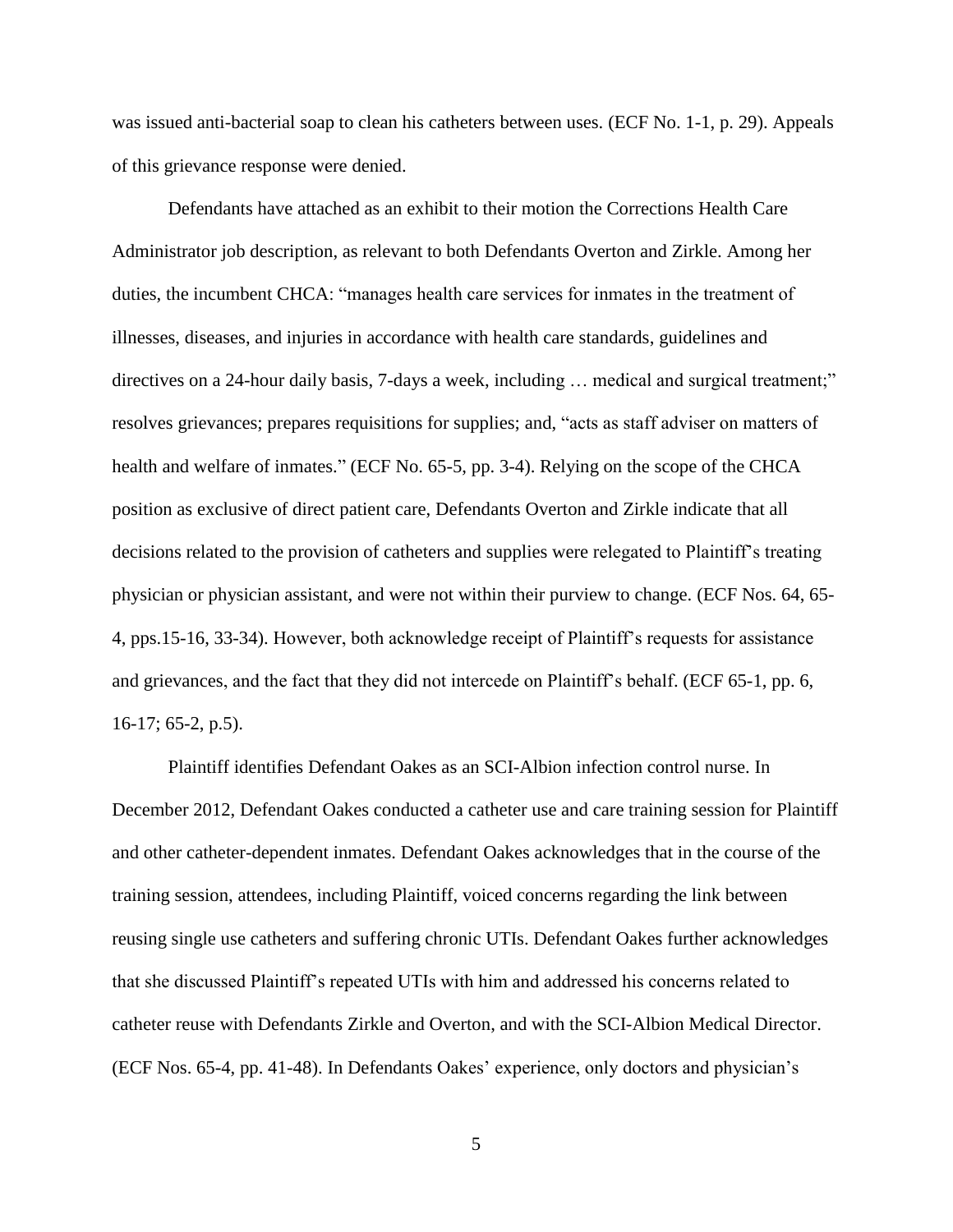was issued anti-bacterial soap to clean his catheters between uses. (ECF No. 1-1, p. 29). Appeals of this grievance response were denied.

Defendants have attached as an exhibit to their motion the Corrections Health Care Administrator job description, as relevant to both Defendants Overton and Zirkle. Among her duties, the incumbent CHCA: "manages health care services for inmates in the treatment of illnesses, diseases, and injuries in accordance with health care standards, guidelines and directives on a 24-hour daily basis, 7-days a week, including … medical and surgical treatment;" resolves grievances; prepares requisitions for supplies; and, "acts as staff adviser on matters of health and welfare of inmates." (ECF No. 65-5, pp. 3-4). Relying on the scope of the CHCA position as exclusive of direct patient care, Defendants Overton and Zirkle indicate that all decisions related to the provision of catheters and supplies were relegated to Plaintiff's treating physician or physician assistant, and were not within their purview to change. (ECF Nos. 64, 65-4, pps.15-16, 33-34). However, both acknowledge receipt of Plaintiff's requests for assistance and grievances, and the fact that they did not intercede on Plaintiff's behalf. (ECF 65-1, pp. 6, 16-17; 65-2, p.5).

Plaintiff identifies Defendant Oakes as an SCI-Albion infection control nurse. In December 2012, Defendant Oakes conducted a catheter use and care training session for Plaintiff and other catheter-dependent inmates. Defendant Oakes acknowledges that in the course of the training session, attendees, including Plaintiff, voiced concerns regarding the link between reusing single use catheters and suffering chronic UTIs. Defendant Oakes further acknowledges that she discussed Plaintiff's repeated UTIs with him and addressed his concerns related to catheter reuse with Defendants Zirkle and Overton, and with the SCI-Albion Medical Director. (ECF Nos. 65-4, pp. 41-48). In Defendants Oakes' experience, only doctors and physician's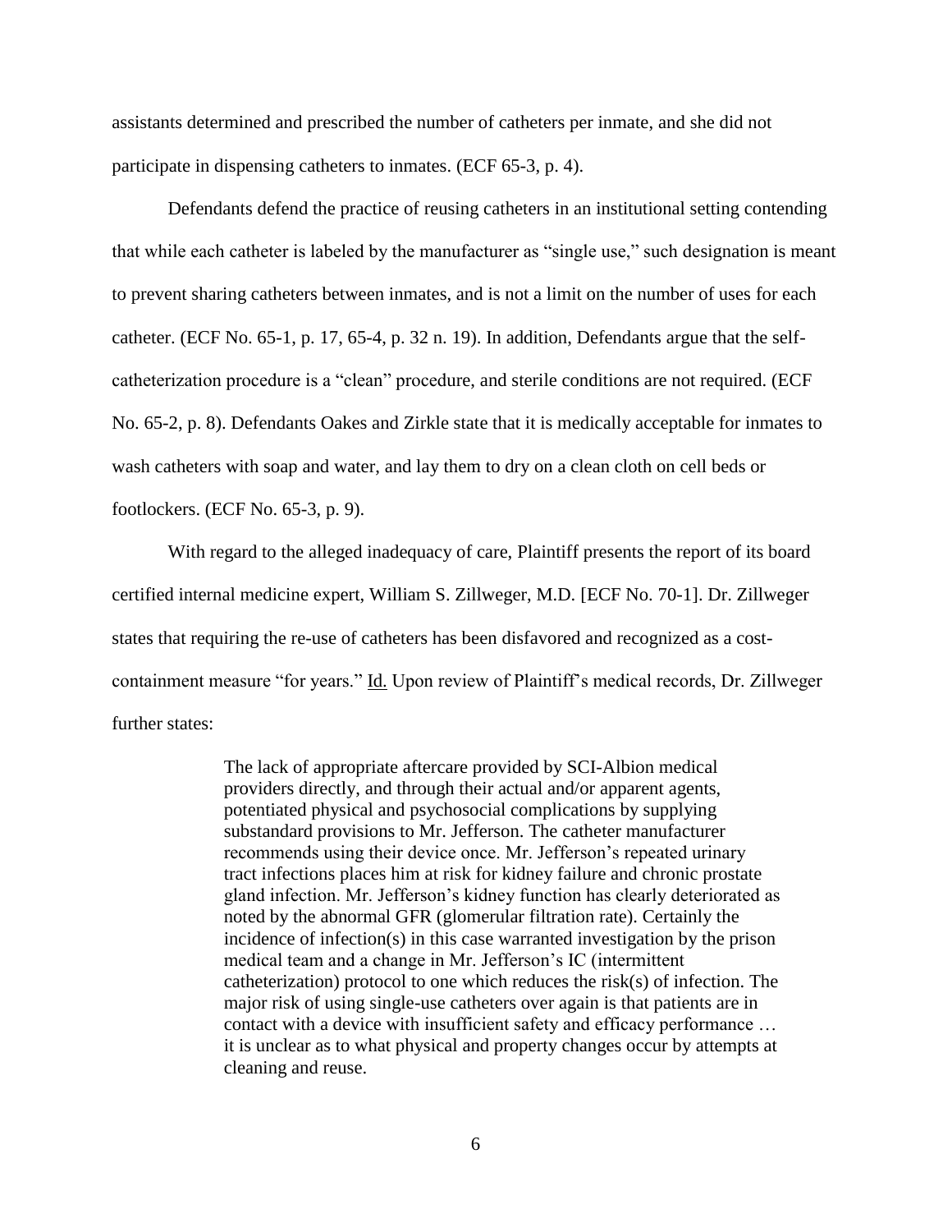assistants determined and prescribed the number of catheters per inmate, and she did not participate in dispensing catheters to inmates. (ECF 65-3, p. 4).

Defendants defend the practice of reusing catheters in an institutional setting contending that while each catheter is labeled by the manufacturer as "single use," such designation is meant to prevent sharing catheters between inmates, and is not a limit on the number of uses for each catheter. (ECF No. 65-1, p. 17, 65-4, p. 32 n. 19). In addition, Defendants argue that the self-catheterization procedure is a "clean" procedure, and sterile conditions are not required. (ECF No. 65-2, p. 8). Defendants Oakes and Zirkle state that it is medically acceptable for inmates to wash catheters with soap and water, and lay them to dry on a clean cloth on cell beds or footlockers. (ECF No. 65-3, p. 9).

With regard to the alleged inadequacy of care, Plaintiff presents the report of its board certified internal medicine expert, William S. Zillweger, M.D. [ECF No. 70-1]. Dr. Zillweger states that requiring the re-use of catheters has been disfavored and recognized as a cost-containment measure "for years." Id. Upon review of Plaintiff's medical records, Dr. Zillweger further states:

> The lack of appropriate aftercare provided by SCI-Albion medical providers directly, and through their actual and/or apparent agents, potentiated physical and psychosocial complications by supplying substandard provisions to Mr. Jefferson. The catheter manufacturer recommends using their device once. Mr. Jefferson's repeated urinary tract infections places him at risk for kidney failure and chronic prostate gland infection. Mr. Jefferson's kidney function has clearly deteriorated as noted by the abnormal GFR (glomerular filtration rate). Certainly the incidence of infection(s) in this case warranted investigation by the prison medical team and a change in Mr. Jefferson's IC (intermittent catheterization) protocol to one which reduces the risk(s) of infection. The major risk of using single-use catheters over again is that patients are in contact with a device with insufficient safety and efficacy performance … it is unclear as to what physical and property changes occur by attempts at cleaning and reuse.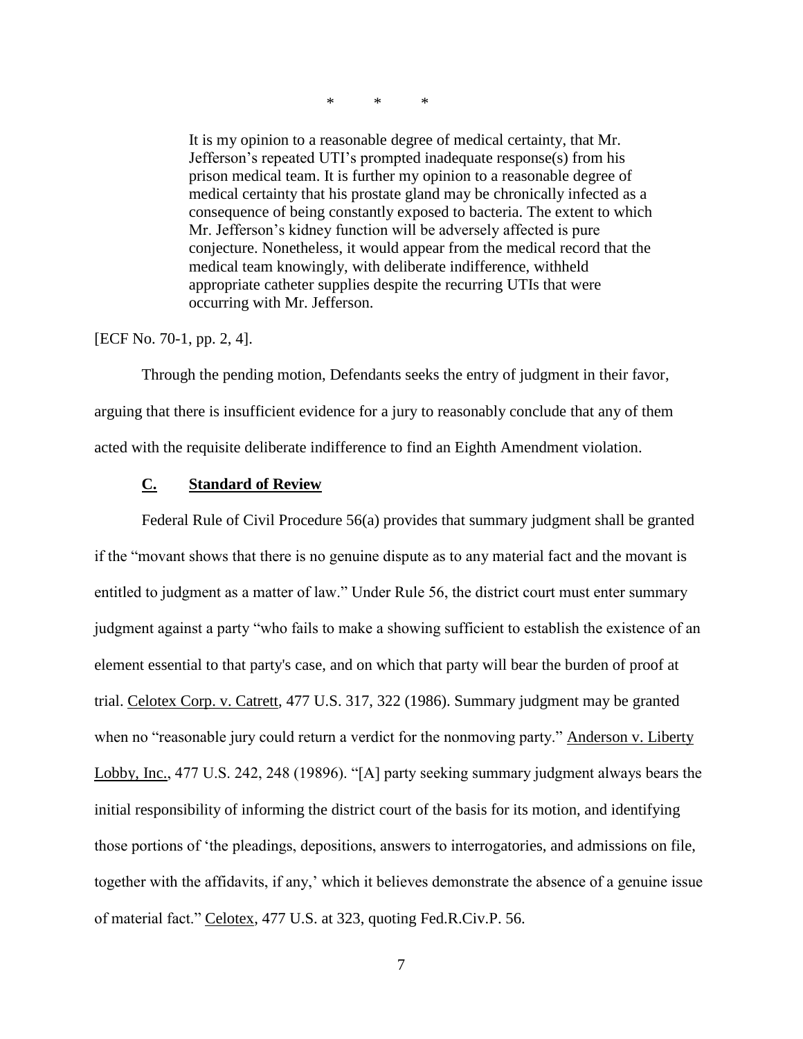\*          \*          \*

> It is my opinion to a reasonable degree of medical certainty, that Mr. Jefferson's repeated UTI's prompted inadequate response(s) from his prison medical team. It is further my opinion to a reasonable degree of medical certainty that his prostate gland may be chronically infected as a consequence of being constantly exposed to bacteria. The extent to which Mr. Jefferson's kidney function will be adversely affected is pure conjecture. Nonetheless, it would appear from the medical record that the medical team knowingly, with deliberate indifference, withheld appropriate catheter supplies despite the recurring UTIs that were occurring with Mr. Jefferson.

[ECF No. 70-1, pp. 2, 4].

Through the pending motion, Defendants seeks the entry of judgment in their favor, arguing that there is insufficient evidence for a jury to reasonably conclude that any of them acted with the requisite deliberate indifference to find an Eighth Amendment violation.

### C. Standard of Review

Federal Rule of Civil Procedure 56(a) provides that summary judgment shall be granted if the "movant shows that there is no genuine dispute as to any material fact and the movant is entitled to judgment as a matter of law." Under Rule 56, the district court must enter summary judgment against a party "who fails to make a showing sufficient to establish the existence of an element essential to that party's case, and on which that party will bear the burden of proof at trial. Celotex Corp. v. Catrett, 477 U.S. 317, 322 (1986). Summary judgment may be granted when no "reasonable jury could return a verdict for the nonmoving party." Anderson v. Liberty Lobby, Inc., 477 U.S. 242, 248 (19896). "[A] party seeking summary judgment always bears the initial responsibility of informing the district court of the basis for its motion, and identifying those portions of 'the pleadings, depositions, answers to interrogatories, and admissions on file, together with the affidavits, if any,' which it believes demonstrate the absence of a genuine issue of material fact." Celotex, 477 U.S. at 323, quoting Fed.R.Civ.P. 56.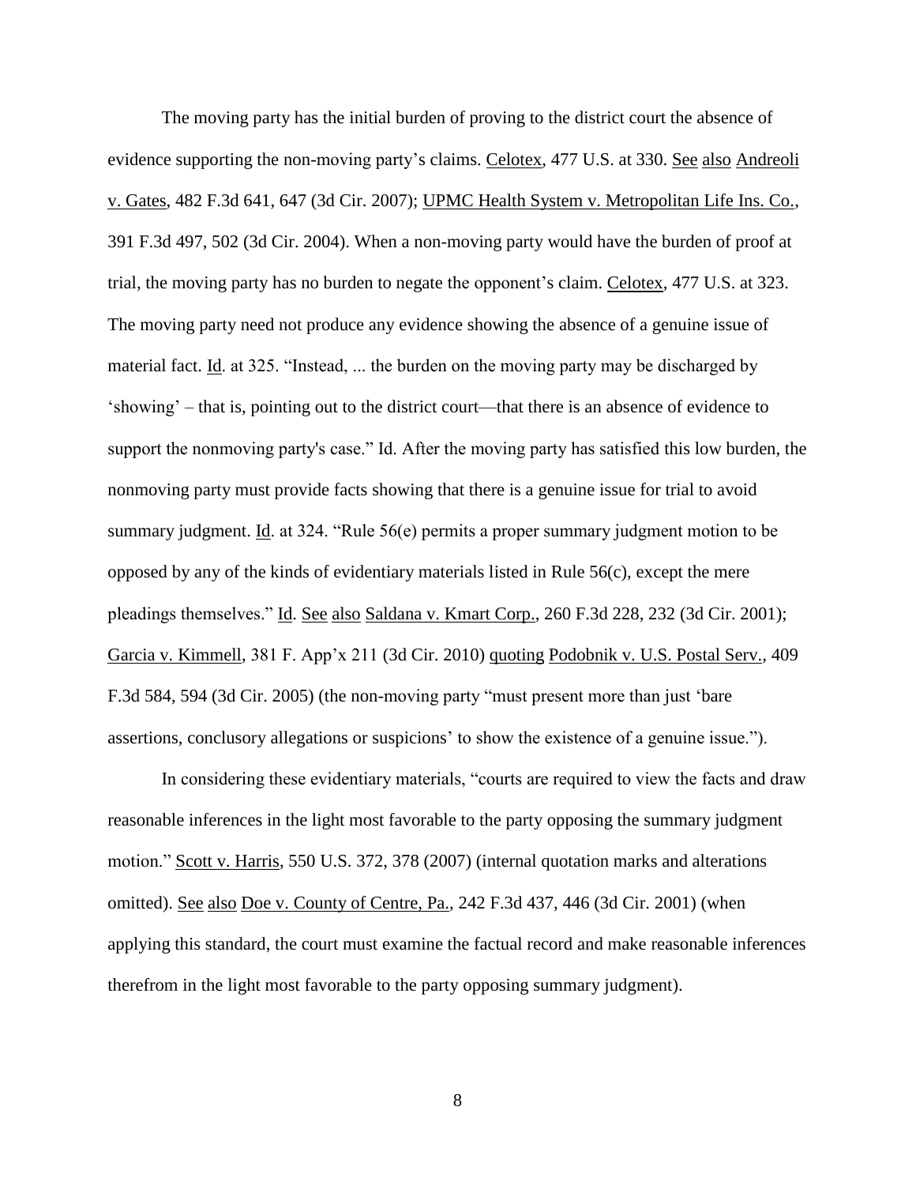The moving party has the initial burden of proving to the district court the absence of evidence supporting the non-moving party's claims. Celotex, 477 U.S. at 330. See also Andreoli v. Gates, 482 F.3d 641, 647 (3d Cir. 2007); UPMC Health System v. Metropolitan Life Ins. Co., 391 F.3d 497, 502 (3d Cir. 2004). When a non-moving party would have the burden of proof at trial, the moving party has no burden to negate the opponent's claim. Celotex, 477 U.S. at 323. The moving party need not produce any evidence showing the absence of a genuine issue of material fact. Id. at 325. "Instead, ... the burden on the moving party may be discharged by 'showing' – that is, pointing out to the district court—that there is an absence of evidence to support the nonmoving party's case." Id. After the moving party has satisfied this low burden, the nonmoving party must provide facts showing that there is a genuine issue for trial to avoid summary judgment. Id. at 324. "Rule 56(e) permits a proper summary judgment motion to be opposed by any of the kinds of evidentiary materials listed in Rule 56(c), except the mere pleadings themselves." Id. See also Saldana v. Kmart Corp., 260 F.3d 228, 232 (3d Cir. 2001); Garcia v. Kimmell, 381 F. App'x 211 (3d Cir. 2010) quoting Podobnik v. U.S. Postal Serv., 409 F.3d 584, 594 (3d Cir. 2005) (the non-moving party "must present more than just 'bare assertions, conclusory allegations or suspicions' to show the existence of a genuine issue.").

In considering these evidentiary materials, "courts are required to view the facts and draw reasonable inferences in the light most favorable to the party opposing the summary judgment motion." Scott v. Harris, 550 U.S. 372, 378 (2007) (internal quotation marks and alterations omitted). See also Doe v. County of Centre, Pa., 242 F.3d 437, 446 (3d Cir. 2001) (when applying this standard, the court must examine the factual record and make reasonable inferences therefrom in the light most favorable to the party opposing summary judgment).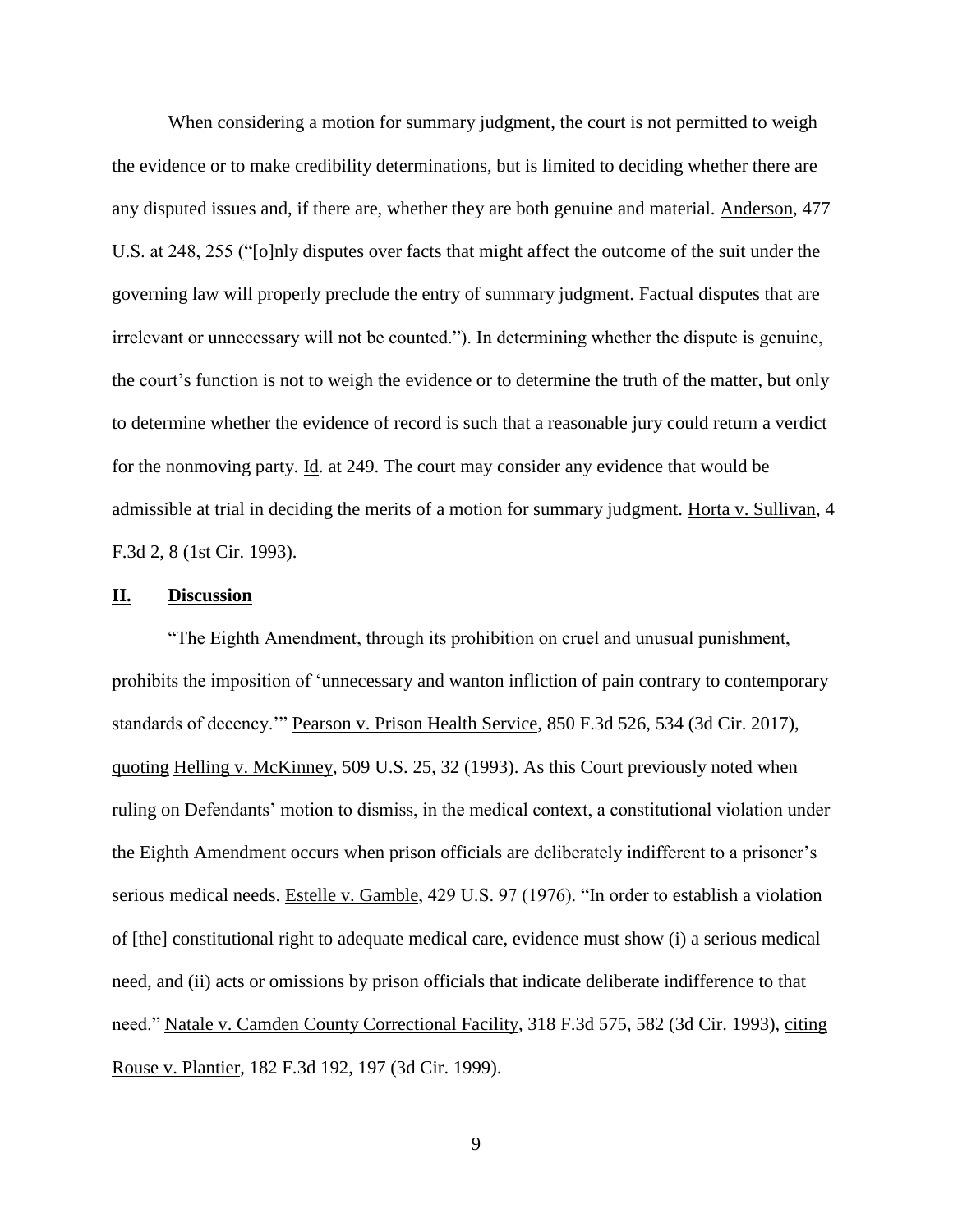When considering a motion for summary judgment, the court is not permitted to weigh the evidence or to make credibility determinations, but is limited to deciding whether there are any disputed issues and, if there are, whether they are both genuine and material. Anderson, 477 U.S. at 248, 255 ("[o]nly disputes over facts that might affect the outcome of the suit under the governing law will properly preclude the entry of summary judgment. Factual disputes that are irrelevant or unnecessary will not be counted."). In determining whether the dispute is genuine, the court's function is not to weigh the evidence or to determine the truth of the matter, but only to determine whether the evidence of record is such that a reasonable jury could return a verdict for the nonmoving party. Id. at 249. The court may consider any evidence that would be admissible at trial in deciding the merits of a motion for summary judgment. Horta v. Sullivan, 4 F.3d 2, 8 (1st Cir. 1993).

## II. Discussion

"The Eighth Amendment, through its prohibition on cruel and unusual punishment, prohibits the imposition of 'unnecessary and wanton infliction of pain contrary to contemporary standards of decency.'" Pearson v. Prison Health Service, 850 F.3d 526, 534 (3d Cir. 2017), quoting Helling v. McKinney, 509 U.S. 25, 32 (1993). As this Court previously noted when ruling on Defendants' motion to dismiss, in the medical context, a constitutional violation under the Eighth Amendment occurs when prison officials are deliberately indifferent to a prisoner's serious medical needs. Estelle v. Gamble, 429 U.S. 97 (1976). "In order to establish a violation of [the] constitutional right to adequate medical care, evidence must show (i) a serious medical need, and (ii) acts or omissions by prison officials that indicate deliberate indifference to that need." Natale v. Camden County Correctional Facility, 318 F.3d 575, 582 (3d Cir. 1993), citing Rouse v. Plantier, 182 F.3d 192, 197 (3d Cir. 1999).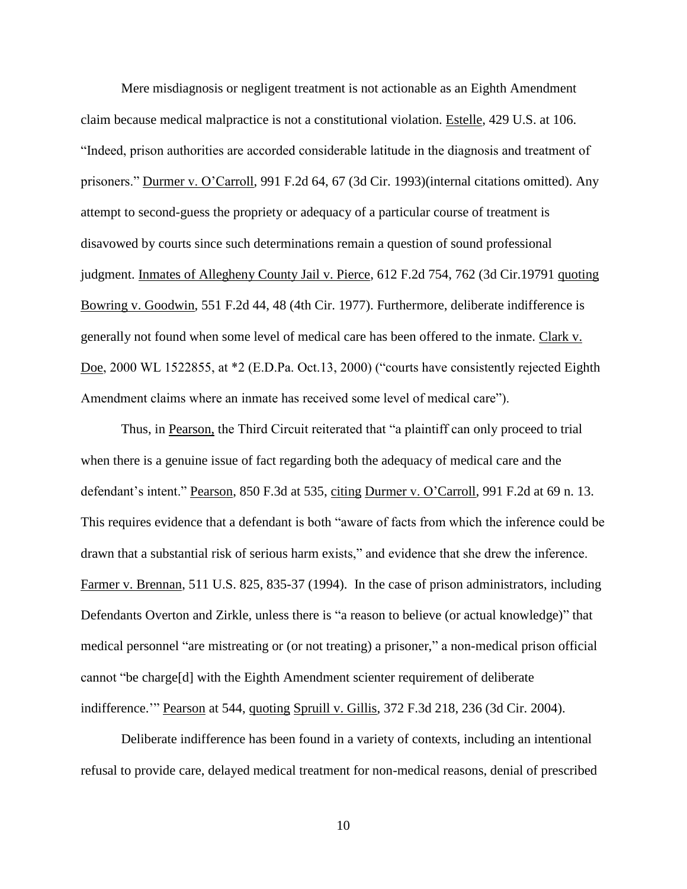Mere misdiagnosis or negligent treatment is not actionable as an Eighth Amendment claim because medical malpractice is not a constitutional violation. Estelle, 429 U.S. at 106. "Indeed, prison authorities are accorded considerable latitude in the diagnosis and treatment of prisoners." Durmer v. O'Carroll, 991 F.2d 64, 67 (3d Cir. 1993)(internal citations omitted). Any attempt to second-guess the propriety or adequacy of a particular course of treatment is disavowed by courts since such determinations remain a question of sound professional judgment. Inmates of Allegheny County Jail v. Pierce, 612 F.2d 754, 762 (3d Cir.19791 quoting Bowring v. Goodwin, 551 F.2d 44, 48 (4th Cir. 1977). Furthermore, deliberate indifference is generally not found when some level of medical care has been offered to the inmate. Clark v. Doe, 2000 WL 1522855, at *2 (E.D.Pa. Oct.13, 2000) ("courts have consistently rejected Eighth Amendment claims where an inmate has received some level of medical care").

Thus, in Pearson, the Third Circuit reiterated that "a plaintiff can only proceed to trial when there is a genuine issue of fact regarding both the adequacy of medical care and the defendant's intent." Pearson, 850 F.3d at 535, citing Durmer v. O'Carroll, 991 F.2d at 69 n. 13. This requires evidence that a defendant is both "aware of facts from which the inference could be drawn that a substantial risk of serious harm exists," and evidence that she drew the inference. Farmer v. Brennan, 511 U.S. 825, 835-37 (1994). In the case of prison administrators, including Defendants Overton and Zirkle, unless there is "a reason to believe (or actual knowledge)" that medical personnel "are mistreating or (or not treating) a prisoner," a non-medical prison official cannot "be charge[d] with the Eighth Amendment scienter requirement of deliberate indifference.'" Pearson at 544, quoting Spruill v. Gillis, 372 F.3d 218, 236 (3d Cir. 2004).

Deliberate indifference has been found in a variety of contexts, including an intentional refusal to provide care, delayed medical treatment for non-medical reasons, denial of prescribed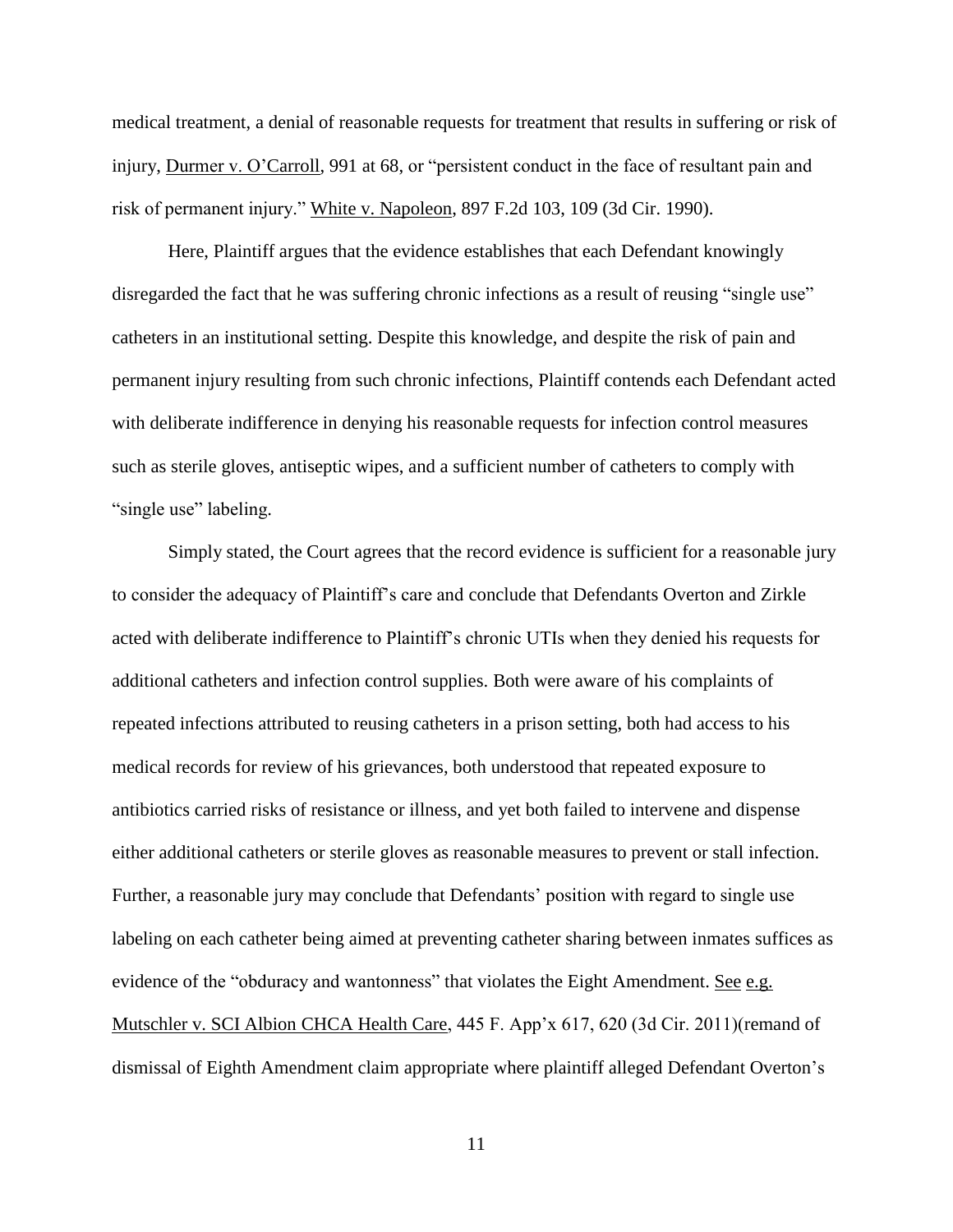medical treatment, a denial of reasonable requests for treatment that results in suffering or risk of injury, Durmer v. O'Carroll, 991 at 68, or "persistent conduct in the face of resultant pain and risk of permanent injury." White v. Napoleon, 897 F.2d 103, 109 (3d Cir. 1990).

Here, Plaintiff argues that the evidence establishes that each Defendant knowingly disregarded the fact that he was suffering chronic infections as a result of reusing "single use" catheters in an institutional setting. Despite this knowledge, and despite the risk of pain and permanent injury resulting from such chronic infections, Plaintiff contends each Defendant acted with deliberate indifference in denying his reasonable requests for infection control measures such as sterile gloves, antiseptic wipes, and a sufficient number of catheters to comply with "single use" labeling.

Simply stated, the Court agrees that the record evidence is sufficient for a reasonable jury to consider the adequacy of Plaintiff's care and conclude that Defendants Overton and Zirkle acted with deliberate indifference to Plaintiff's chronic UTIs when they denied his requests for additional catheters and infection control supplies. Both were aware of his complaints of repeated infections attributed to reusing catheters in a prison setting, both had access to his medical records for review of his grievances, both understood that repeated exposure to antibiotics carried risks of resistance or illness, and yet both failed to intervene and dispense either additional catheters or sterile gloves as reasonable measures to prevent or stall infection. Further, a reasonable jury may conclude that Defendants' position with regard to single use labeling on each catheter being aimed at preventing catheter sharing between inmates suffices as evidence of the "obduracy and wantonness" that violates the Eight Amendment. See e.g. Mutschler v. SCI Albion CHCA Health Care, 445 F. App'x 617, 620 (3d Cir. 2011)(remand of dismissal of Eighth Amendment claim appropriate where plaintiff alleged Defendant Overton's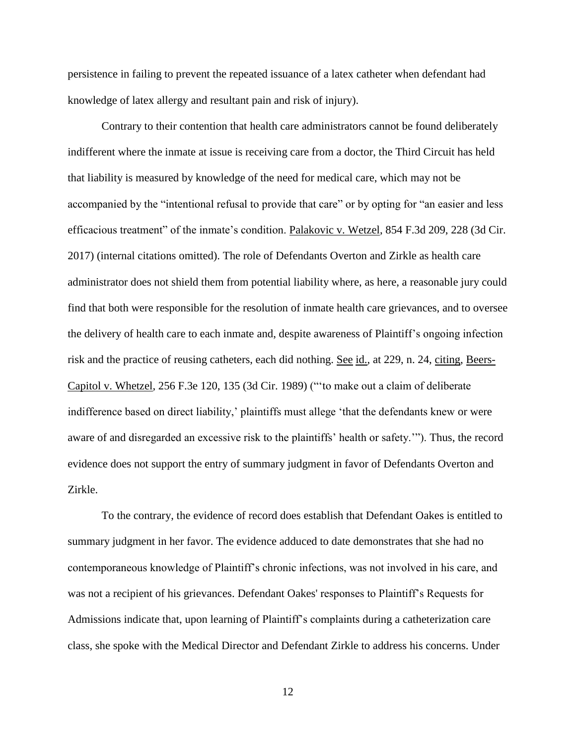persistence in failing to prevent the repeated issuance of a latex catheter when defendant had knowledge of latex allergy and resultant pain and risk of injury).

Contrary to their contention that health care administrators cannot be found deliberately indifferent where the inmate at issue is receiving care from a doctor, the Third Circuit has held that liability is measured by knowledge of the need for medical care, which may not be accompanied by the "intentional refusal to provide that care" or by opting for "an easier and less efficacious treatment" of the inmate's condition. Palakovic v. Wetzel, 854 F.3d 209, 228 (3d Cir. 2017) (internal citations omitted). The role of Defendants Overton and Zirkle as health care administrator does not shield them from potential liability where, as here, a reasonable jury could find that both were responsible for the resolution of inmate health care grievances, and to oversee the delivery of health care to each inmate and, despite awareness of Plaintiff's ongoing infection risk and the practice of reusing catheters, each did nothing. See id., at 229, n. 24, citing, Beers-Capitol v. Whetzel, 256 F.3e 120, 135 (3d Cir. 1989) ("'to make out a claim of deliberate indifference based on direct liability,' plaintiffs must allege 'that the defendants knew or were aware of and disregarded an excessive risk to the plaintiffs' health or safety.'"). Thus, the record evidence does not support the entry of summary judgment in favor of Defendants Overton and Zirkle.

To the contrary, the evidence of record does establish that Defendant Oakes is entitled to summary judgment in her favor. The evidence adduced to date demonstrates that she had no contemporaneous knowledge of Plaintiff's chronic infections, was not involved in his care, and was not a recipient of his grievances. Defendant Oakes' responses to Plaintiff's Requests for Admissions indicate that, upon learning of Plaintiff's complaints during a catheterization care class, she spoke with the Medical Director and Defendant Zirkle to address his concerns. Under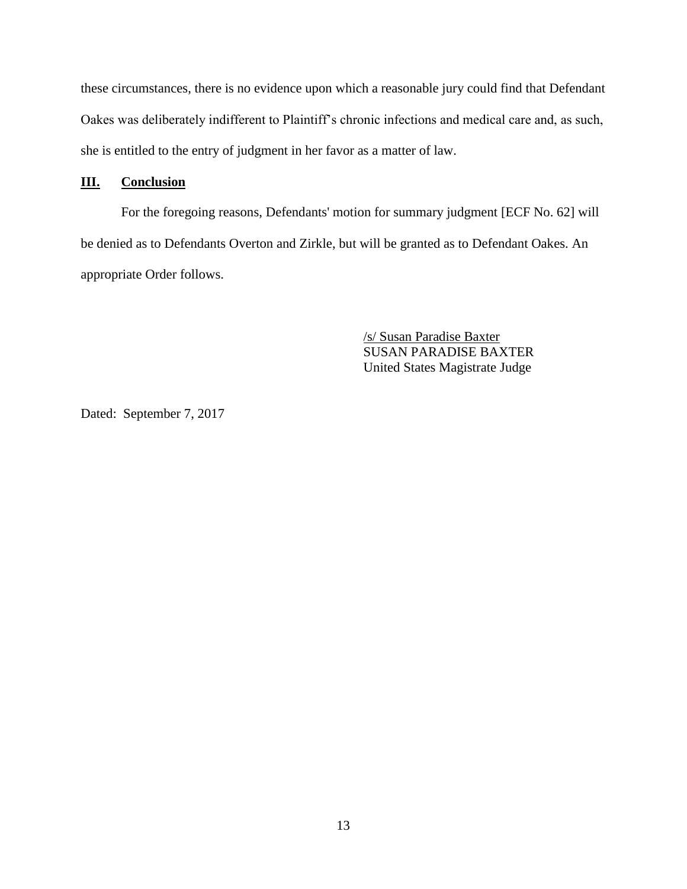these circumstances, there is no evidence upon which a reasonable jury could find that Defendant Oakes was deliberately indifferent to Plaintiff's chronic infections and medical care and, as such, she is entitled to the entry of judgment in her favor as a matter of law.

## III. Conclusion

For the foregoing reasons, Defendants' motion for summary judgment [ECF No. 62] will be denied as to Defendants Overton and Zirkle, but will be granted as to Defendant Oakes. An appropriate Order follows.

/s/ Susan Paradise Baxter
SUSAN PARADISE BAXTER
United States Magistrate Judge

Dated: September 7, 2017